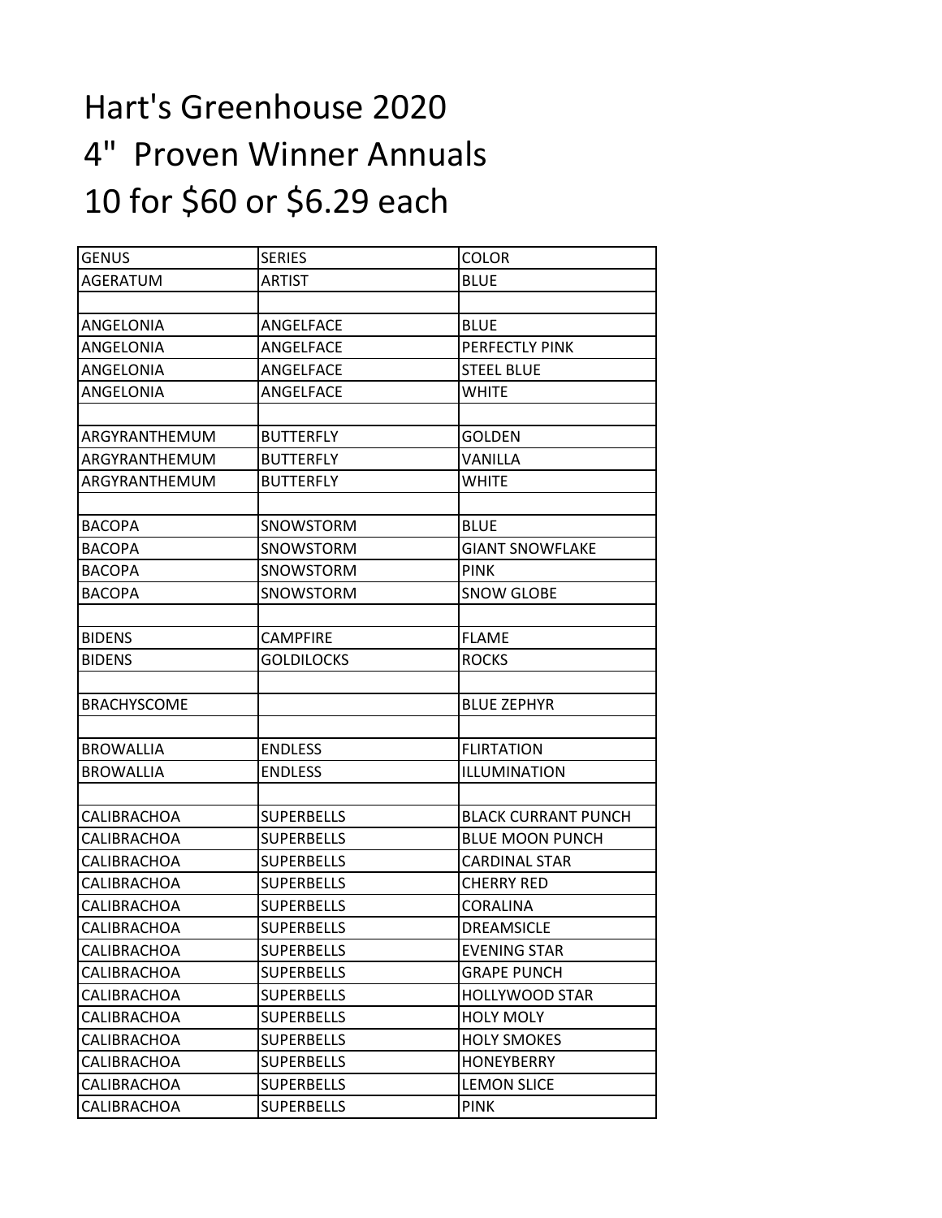# Hart's Greenhouse 2020

# 4"  Proven Winner Annuals

# 10 for $60 or $6.29 each

| GENUS | SERIES | COLOR |
|---|---|---|
| AGERATUM | ARTIST | BLUE |
| | | |
| ANGELONIA | ANGELFACE | BLUE |
| ANGELONIA | ANGELFACE | PERFECTLY PINK |
| ANGELONIA | ANGELFACE | STEEL BLUE |
| ANGELONIA | ANGELFACE | WHITE |
| | | |
| ARGYRANTHEMUM | BUTTERFLY | GOLDEN |
| ARGYRANTHEMUM | BUTTERFLY | VANILLA |
| ARGYRANTHEMUM | BUTTERFLY | WHITE |
| | | |
| BACOPA | SNOWSTORM | BLUE |
| BACOPA | SNOWSTORM | GIANT SNOWFLAKE |
| BACOPA | SNOWSTORM | PINK |
| BACOPA | SNOWSTORM | SNOW GLOBE |
| | | |
| BIDENS | CAMPFIRE | FLAME |
| BIDENS | GOLDILOCKS | ROCKS |
| | | |
| BRACHYSCOME | | BLUE ZEPHYR |
| | | |
| BROWALLIA | ENDLESS | FLIRTATION |
| BROWALLIA | ENDLESS | ILLUMINATION |
| | | |
| CALIBRACHOA | SUPERBELLS | BLACK CURRANT PUNCH |
| CALIBRACHOA | SUPERBELLS | BLUE MOON PUNCH |
| CALIBRACHOA | SUPERBELLS | CARDINAL STAR |
| CALIBRACHOA | SUPERBELLS | CHERRY RED |
| CALIBRACHOA | SUPERBELLS | CORALINA |
| CALIBRACHOA | SUPERBELLS | DREAMSICLE |
| CALIBRACHOA | SUPERBELLS | EVENING STAR |
| CALIBRACHOA | SUPERBELLS | GRAPE PUNCH |
| CALIBRACHOA | SUPERBELLS | HOLLYWOOD STAR |
| CALIBRACHOA | SUPERBELLS | HOLY MOLY |
| CALIBRACHOA | SUPERBELLS | HOLY SMOKES |
| CALIBRACHOA | SUPERBELLS | HONEYBERRY |
| CALIBRACHOA | SUPERBELLS | LEMON SLICE |
| CALIBRACHOA | SUPERBELLS | PINK |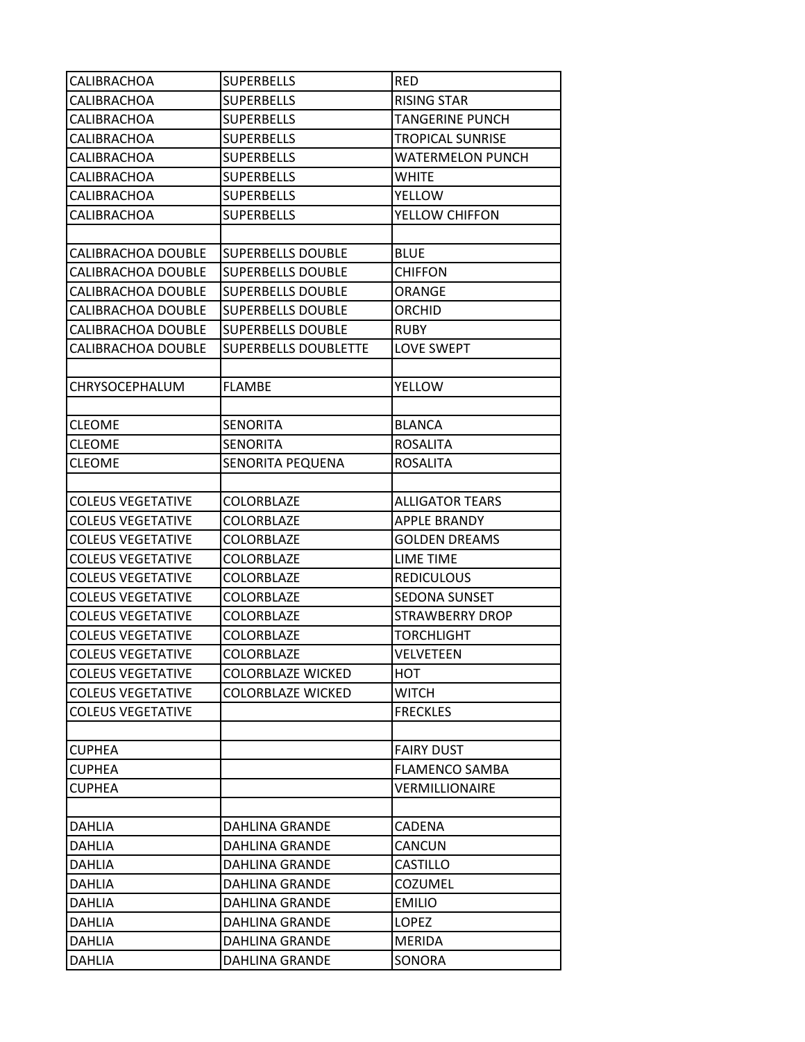| | | |
|---|---|---|
| CALIBRACHOA | SUPERBELLS | RED |
| CALIBRACHOA | SUPERBELLS | RISING STAR |
| CALIBRACHOA | SUPERBELLS | TANGERINE PUNCH |
| CALIBRACHOA | SUPERBELLS | TROPICAL SUNRISE |
| CALIBRACHOA | SUPERBELLS | WATERMELON PUNCH |
| CALIBRACHOA | SUPERBELLS | WHITE |
| CALIBRACHOA | SUPERBELLS | YELLOW |
| CALIBRACHOA | SUPERBELLS | YELLOW CHIFFON |
| | | |
| CALIBRACHOA DOUBLE | SUPERBELLS DOUBLE | BLUE |
| CALIBRACHOA DOUBLE | SUPERBELLS DOUBLE | CHIFFON |
| CALIBRACHOA DOUBLE | SUPERBELLS DOUBLE | ORANGE |
| CALIBRACHOA DOUBLE | SUPERBELLS DOUBLE | ORCHID |
| CALIBRACHOA DOUBLE | SUPERBELLS DOUBLE | RUBY |
| CALIBRACHOA DOUBLE | SUPERBELLS DOUBLETTE | LOVE SWEPT |
| | | |
| CHRYSOCEPHALUM | FLAMBE | YELLOW |
| | | |
| CLEOME | SENORITA | BLANCA |
| CLEOME | SENORITA | ROSALITA |
| CLEOME | SENORITA PEQUENA | ROSALITA |
| | | |
| COLEUS VEGETATIVE | COLORBLAZE | ALLIGATOR TEARS |
| COLEUS VEGETATIVE | COLORBLAZE | APPLE BRANDY |
| COLEUS VEGETATIVE | COLORBLAZE | GOLDEN DREAMS |
| COLEUS VEGETATIVE | COLORBLAZE | LIME TIME |
| COLEUS VEGETATIVE | COLORBLAZE | REDICULOUS |
| COLEUS VEGETATIVE | COLORBLAZE | SEDONA SUNSET |
| COLEUS VEGETATIVE | COLORBLAZE | STRAWBERRY DROP |
| COLEUS VEGETATIVE | COLORBLAZE | TORCHLIGHT |
| COLEUS VEGETATIVE | COLORBLAZE | VELVETEEN |
| COLEUS VEGETATIVE | COLORBLAZE WICKED | HOT |
| COLEUS VEGETATIVE | COLORBLAZE WICKED | WITCH |
| COLEUS VEGETATIVE | | FRECKLES |
| | | |
| CUPHEA | | FAIRY DUST |
| CUPHEA | | FLAMENCO SAMBA |
| CUPHEA | | VERMILLIONAIRE |
| | | |
| DAHLIA | DAHLINA GRANDE | CADENA |
| DAHLIA | DAHLINA GRANDE | CANCUN |
| DAHLIA | DAHLINA GRANDE | CASTILLO |
| DAHLIA | DAHLINA GRANDE | COZUMEL |
| DAHLIA | DAHLINA GRANDE | EMILIO |
| DAHLIA | DAHLINA GRANDE | LOPEZ |
| DAHLIA | DAHLINA GRANDE | MERIDA |
| DAHLIA | DAHLINA GRANDE | SONORA |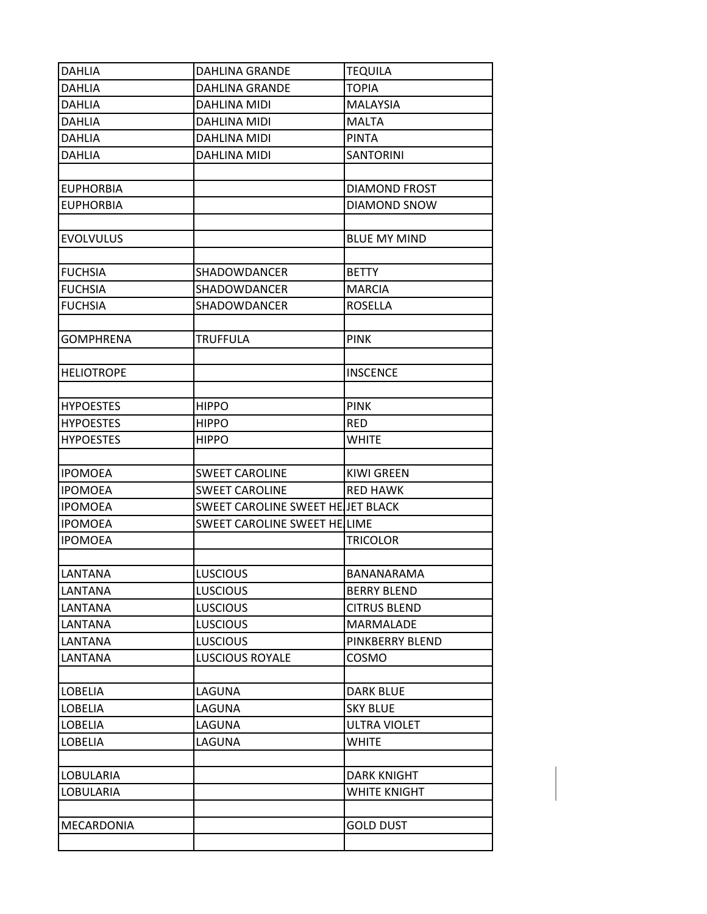| DAHLIA | DAHLINA GRANDE | TEQUILA |
|---|---|---|
| DAHLIA | DAHLINA GRANDE | TOPIA |
| DAHLIA | DAHLINA MIDI | MALAYSIA |
| DAHLIA | DAHLINA MIDI | MALTA |
| DAHLIA | DAHLINA MIDI | PINTA |
| DAHLIA | DAHLINA MIDI | SANTORINI |
| | | |
| EUPHORBIA | | DIAMOND FROST |
| EUPHORBIA | | DIAMOND SNOW |
| | | |
| EVOLVULUS | | BLUE MY MIND |
| | | |
| FUCHSIA | SHADOWDANCER | BETTY |
| FUCHSIA | SHADOWDANCER | MARCIA |
| FUCHSIA | SHADOWDANCER | ROSELLA |
| | | |
| GOMPHRENA | TRUFFULA | PINK |
| | | |
| HELIOTROPE | | INSCENCE |
| | | |
| HYPOESTES | HIPPO | PINK |
| HYPOESTES | HIPPO | RED |
| HYPOESTES | HIPPO | WHITE |
| | | |
| IPOMOEA | SWEET CAROLINE | KIWI GREEN |
| IPOMOEA | SWEET CAROLINE | RED HAWK |
| IPOMOEA | SWEET CAROLINE SWEET HE | JET BLACK |
| IPOMOEA | SWEET CAROLINE SWEET HE | LIME |
| IPOMOEA | | TRICOLOR |
| | | |
| LANTANA | LUSCIOUS | BANANARAMA |
| LANTANA | LUSCIOUS | BERRY BLEND |
| LANTANA | LUSCIOUS | CITRUS BLEND |
| LANTANA | LUSCIOUS | MARMALADE |
| LANTANA | LUSCIOUS | PINKBERRY BLEND |
| LANTANA | LUSCIOUS ROYALE | COSMO |
| | | |
| LOBELIA | LAGUNA | DARK BLUE |
| LOBELIA | LAGUNA | SKY BLUE |
| LOBELIA | LAGUNA | ULTRA VIOLET |
| LOBELIA | LAGUNA | WHITE |
| | | |
| LOBULARIA | | DARK KNIGHT |
| LOBULARIA | | WHITE KNIGHT |
| | | |
| MECARDONIA | | GOLD DUST |
| | | |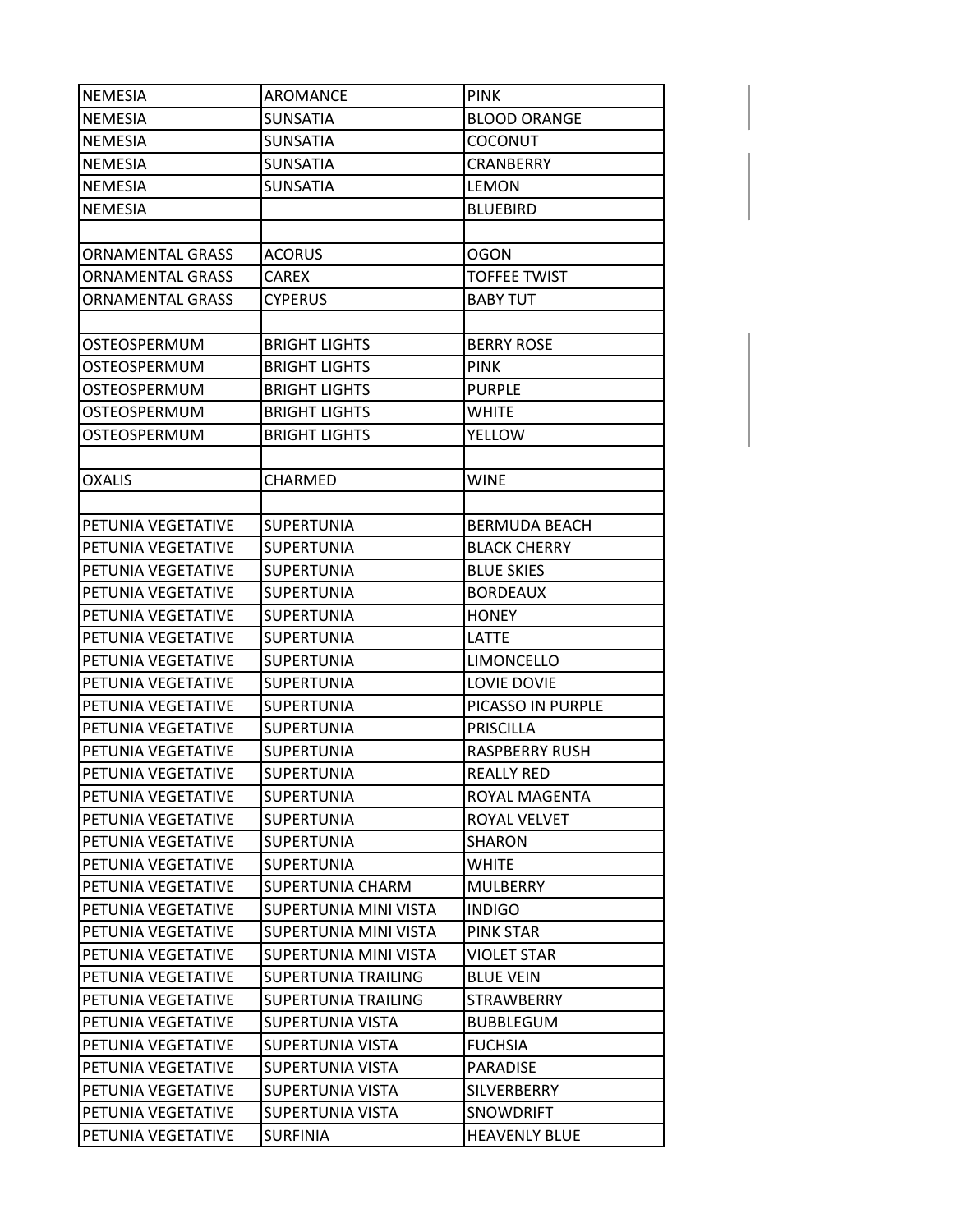| NEMESIA | AROMANCE | PINK |
|---|---|---|
| NEMESIA | SUNSATIA | BLOOD ORANGE |
| NEMESIA | SUNSATIA | COCONUT |
| NEMESIA | SUNSATIA | CRANBERRY |
| NEMESIA | SUNSATIA | LEMON |
| NEMESIA | | BLUEBIRD |
| | | |
| ORNAMENTAL GRASS | ACORUS | OGON |
| ORNAMENTAL GRASS | CAREX | TOFFEE TWIST |
| ORNAMENTAL GRASS | CYPERUS | BABY TUT |
| | | |
| OSTEOSPERMUM | BRIGHT LIGHTS | BERRY ROSE |
| OSTEOSPERMUM | BRIGHT LIGHTS | PINK |
| OSTEOSPERMUM | BRIGHT LIGHTS | PURPLE |
| OSTEOSPERMUM | BRIGHT LIGHTS | WHITE |
| OSTEOSPERMUM | BRIGHT LIGHTS | YELLOW |
| | | |
| OXALIS | CHARMED | WINE |
| | | |
| PETUNIA VEGETATIVE | SUPERTUNIA | BERMUDA BEACH |
| PETUNIA VEGETATIVE | SUPERTUNIA | BLACK CHERRY |
| PETUNIA VEGETATIVE | SUPERTUNIA | BLUE SKIES |
| PETUNIA VEGETATIVE | SUPERTUNIA | BORDEAUX |
| PETUNIA VEGETATIVE | SUPERTUNIA | HONEY |
| PETUNIA VEGETATIVE | SUPERTUNIA | LATTE |
| PETUNIA VEGETATIVE | SUPERTUNIA | LIMONCELLO |
| PETUNIA VEGETATIVE | SUPERTUNIA | LOVIE DOVIE |
| PETUNIA VEGETATIVE | SUPERTUNIA | PICASSO IN PURPLE |
| PETUNIA VEGETATIVE | SUPERTUNIA | PRISCILLA |
| PETUNIA VEGETATIVE | SUPERTUNIA | RASPBERRY RUSH |
| PETUNIA VEGETATIVE | SUPERTUNIA | REALLY RED |
| PETUNIA VEGETATIVE | SUPERTUNIA | ROYAL MAGENTA |
| PETUNIA VEGETATIVE | SUPERTUNIA | ROYAL VELVET |
| PETUNIA VEGETATIVE | SUPERTUNIA | SHARON |
| PETUNIA VEGETATIVE | SUPERTUNIA | WHITE |
| PETUNIA VEGETATIVE | SUPERTUNIA CHARM | MULBERRY |
| PETUNIA VEGETATIVE | SUPERTUNIA MINI VISTA | INDIGO |
| PETUNIA VEGETATIVE | SUPERTUNIA MINI VISTA | PINK STAR |
| PETUNIA VEGETATIVE | SUPERTUNIA MINI VISTA | VIOLET STAR |
| PETUNIA VEGETATIVE | SUPERTUNIA TRAILING | BLUE VEIN |
| PETUNIA VEGETATIVE | SUPERTUNIA TRAILING | STRAWBERRY |
| PETUNIA VEGETATIVE | SUPERTUNIA VISTA | BUBBLEGUM |
| PETUNIA VEGETATIVE | SUPERTUNIA VISTA | FUCHSIA |
| PETUNIA VEGETATIVE | SUPERTUNIA VISTA | PARADISE |
| PETUNIA VEGETATIVE | SUPERTUNIA VISTA | SILVERBERRY |
| PETUNIA VEGETATIVE | SUPERTUNIA VISTA | SNOWDRIFT |
| PETUNIA VEGETATIVE | SURFINIA | HEAVENLY BLUE |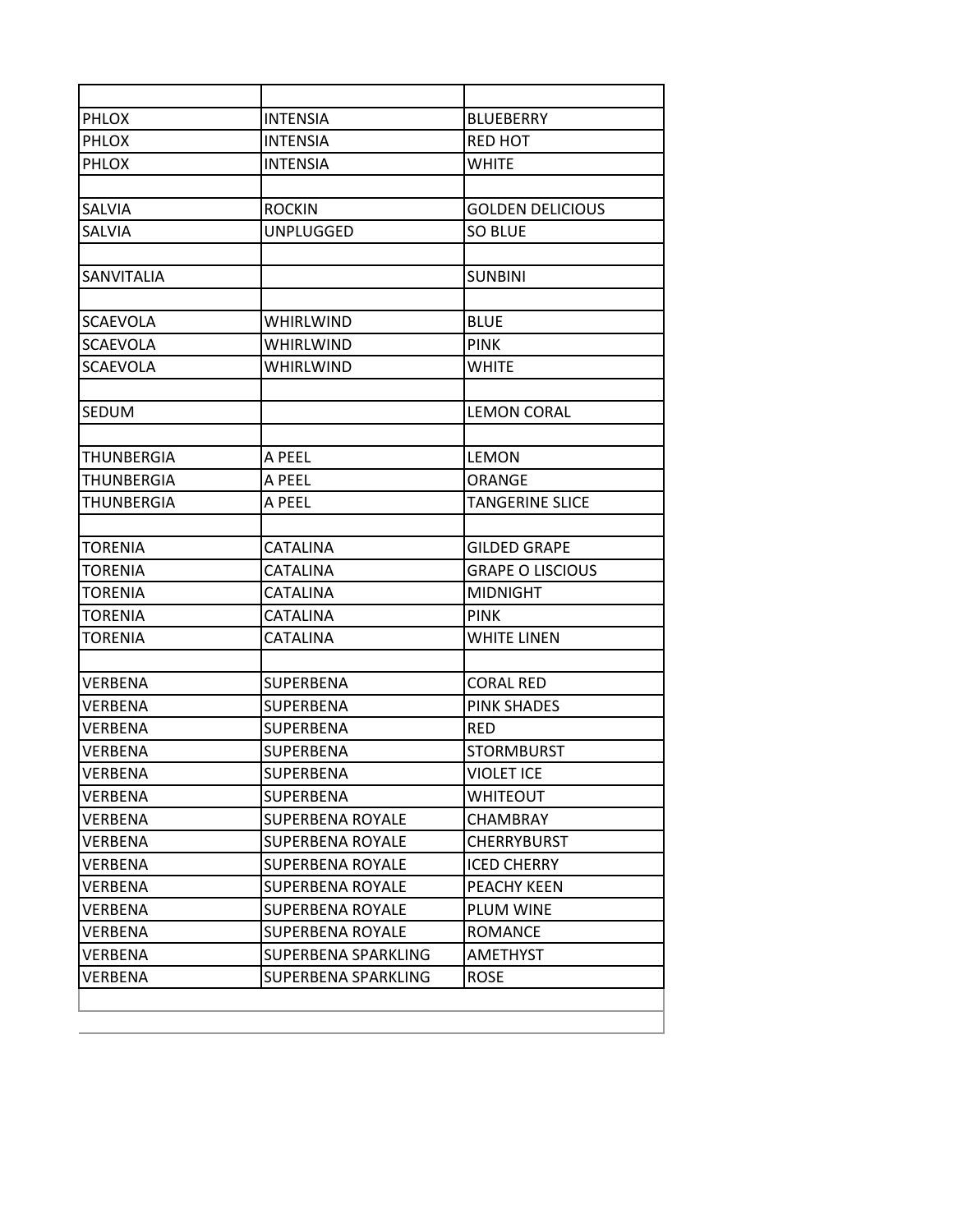| | | |
|---|---|---|
| | | |
| PHLOX | INTENSIA | BLUEBERRY |
| PHLOX | INTENSIA | RED HOT |
| PHLOX | INTENSIA | WHITE |
| | | |
| SALVIA | ROCKIN | GOLDEN DELICIOUS |
| SALVIA | UNPLUGGED | SO BLUE |
| | | |
| SANVITALIA | | SUNBINI |
| | | |
| SCAEVOLA | WHIRLWIND | BLUE |
| SCAEVOLA | WHIRLWIND | PINK |
| SCAEVOLA | WHIRLWIND | WHITE |
| | | |
| SEDUM | | LEMON CORAL |
| | | |
| THUNBERGIA | A PEEL | LEMON |
| THUNBERGIA | A PEEL | ORANGE |
| THUNBERGIA | A PEEL | TANGERINE SLICE |
| | | |
| TORENIA | CATALINA | GILDED GRAPE |
| TORENIA | CATALINA | GRAPE O LISCIOUS |
| TORENIA | CATALINA | MIDNIGHT |
| TORENIA | CATALINA | PINK |
| TORENIA | CATALINA | WHITE LINEN |
| | | |
| VERBENA | SUPERBENA | CORAL RED |
| VERBENA | SUPERBENA | PINK SHADES |
| VERBENA | SUPERBENA | RED |
| VERBENA | SUPERBENA | STORMBURST |
| VERBENA | SUPERBENA | VIOLET ICE |
| VERBENA | SUPERBENA | WHITEOUT |
| VERBENA | SUPERBENA ROYALE | CHAMBRAY |
| VERBENA | SUPERBENA ROYALE | CHERRYBURST |
| VERBENA | SUPERBENA ROYALE | ICED CHERRY |
| VERBENA | SUPERBENA ROYALE | PEACHY KEEN |
| VERBENA | SUPERBENA ROYALE | PLUM WINE |
| VERBENA | SUPERBENA ROYALE | ROMANCE |
| VERBENA | SUPERBENA SPARKLING | AMETHYST |
| VERBENA | SUPERBENA SPARKLING | ROSE |